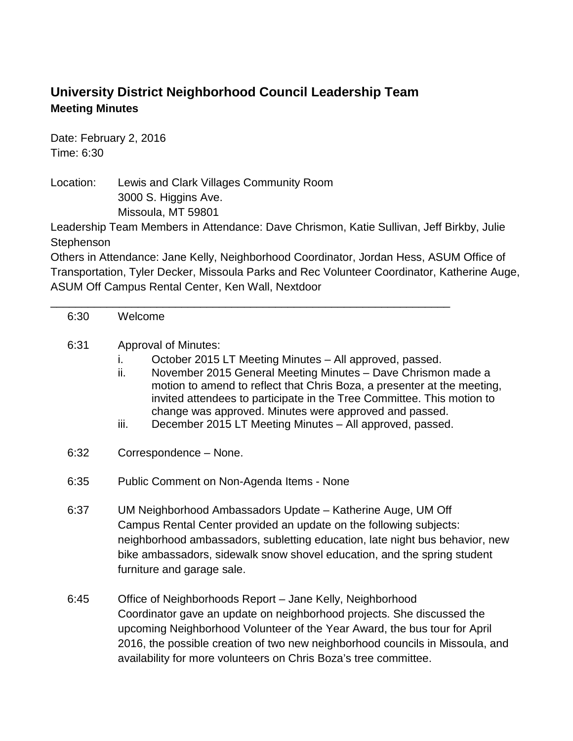# University District Neighborhood Council Leadership Team

**Meeting Minutes**

Date: February 2, 2016
Time: 6:30

Location: Lewis and Clark Villages Community Room
3000 S. Higgins Ave.
Missoula, MT 59801

Leadership Team Members in Attendance: Dave Chrismon, Katie Sullivan, Jeff Birkby, Julie Stephenson

Others in Attendance: Jane Kelly, Neighborhood Coordinator, Jordan Hess, ASUM Office of Transportation, Tyler Decker, Missoula Parks and Rec Volunteer Coordinator, Katherine Auge, ASUM Off Campus Rental Center, Ken Wall, Nextdoor

---

6:30 Welcome

6:31 Approval of Minutes:

i. October 2015 LT Meeting Minutes – All approved, passed.
ii. November 2015 General Meeting Minutes – Dave Chrismon made a motion to amend to reflect that Chris Boza, a presenter at the meeting, invited attendees to participate in the Tree Committee. This motion to change was approved. Minutes were approved and passed.
iii. December 2015 LT Meeting Minutes – All approved, passed.

6:32 Correspondence – None.

6:35 Public Comment on Non-Agenda Items - None

6:37 UM Neighborhood Ambassadors Update – Katherine Auge, UM Off Campus Rental Center provided an update on the following subjects: neighborhood ambassadors, subletting education, late night bus behavior, new bike ambassadors, sidewalk snow shovel education, and the spring student furniture and garage sale.

6:45 Office of Neighborhoods Report – Jane Kelly, Neighborhood Coordinator gave an update on neighborhood projects. She discussed the upcoming Neighborhood Volunteer of the Year Award, the bus tour for April 2016, the possible creation of two new neighborhood councils in Missoula, and availability for more volunteers on Chris Boza's tree committee.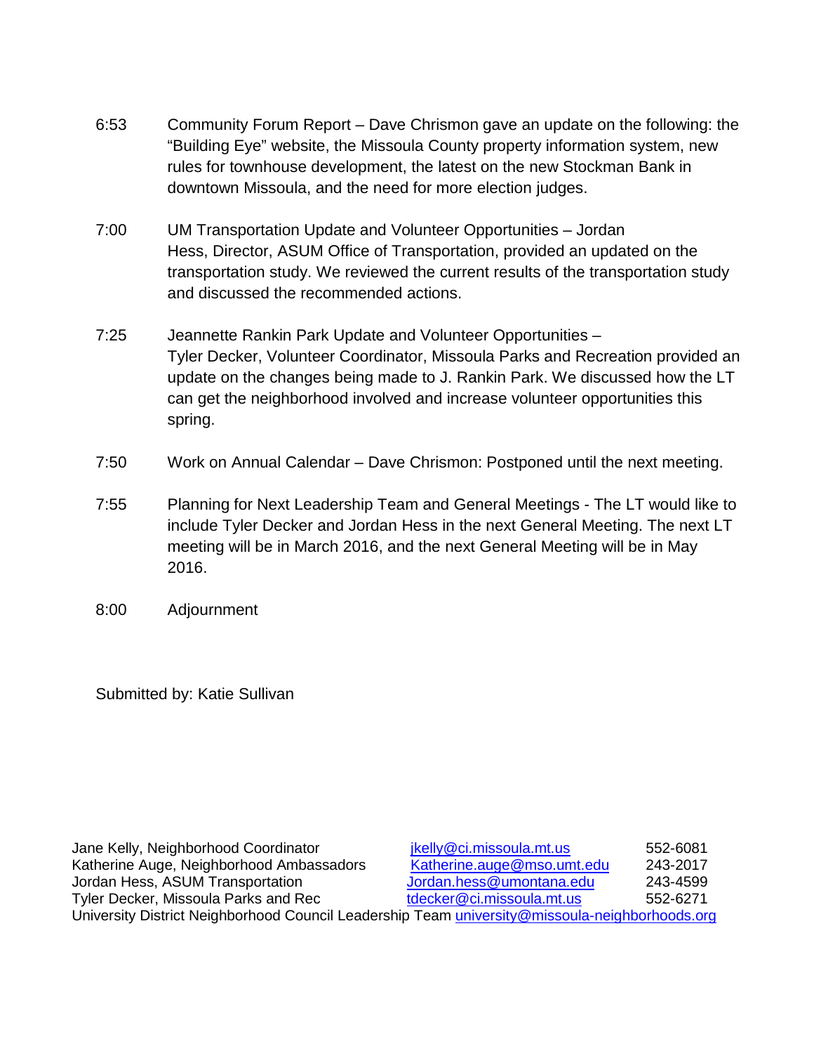6:53 Community Forum Report – Dave Chrismon gave an update on the following: the "Building Eye" website, the Missoula County property information system, new rules for townhouse development, the latest on the new Stockman Bank in downtown Missoula, and the need for more election judges.

7:00 UM Transportation Update and Volunteer Opportunities – Jordan Hess, Director, ASUM Office of Transportation, provided an updated on the transportation study. We reviewed the current results of the transportation study and discussed the recommended actions.

7:25 Jeannette Rankin Park Update and Volunteer Opportunities – Tyler Decker, Volunteer Coordinator, Missoula Parks and Recreation provided an update on the changes being made to J. Rankin Park. We discussed how the LT can get the neighborhood involved and increase volunteer opportunities this spring.

7:50 Work on Annual Calendar – Dave Chrismon: Postponed until the next meeting.

7:55 Planning for Next Leadership Team and General Meetings - The LT would like to include Tyler Decker and Jordan Hess in the next General Meeting. The next LT meeting will be in March 2016, and the next General Meeting will be in May 2016.

8:00 Adjournment

Submitted by: Katie Sullivan

| | | |
|---|---|---|
| Jane Kelly, Neighborhood Coordinator | jkelly@ci.missoula.mt.us | 552-6081 |
| Katherine Auge, Neighborhood Ambassadors | Katherine.auge@mso.umt.edu | 243-2017 |
| Jordan Hess, ASUM Transportation | Jordan.hess@umontana.edu | 243-4599 |
| Tyler Decker, Missoula Parks and Rec | tdecker@ci.missoula.mt.us | 552-6271 |

University District Neighborhood Council Leadership Team university@missoula-neighborhoods.org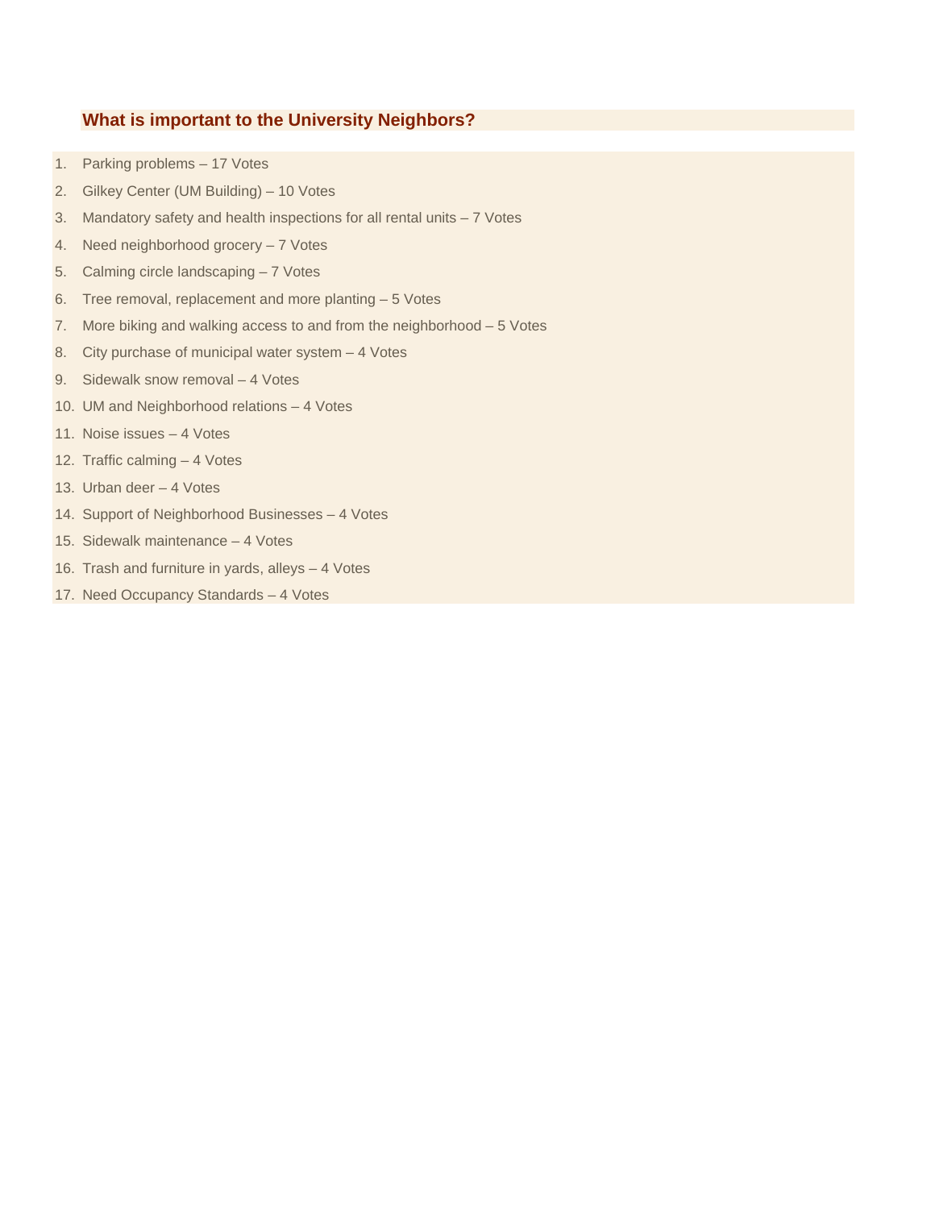## What is important to the University Neighbors?

1. Parking problems – 17 Votes
2. Gilkey Center (UM Building) – 10 Votes
3. Mandatory safety and health inspections for all rental units – 7 Votes
4. Need neighborhood grocery – 7 Votes
5. Calming circle landscaping – 7 Votes
6. Tree removal, replacement and more planting – 5 Votes
7. More biking and walking access to and from the neighborhood – 5 Votes
8. City purchase of municipal water system – 4 Votes
9. Sidewalk snow removal – 4 Votes
10. UM and Neighborhood relations – 4 Votes
11. Noise issues – 4 Votes
12. Traffic calming – 4 Votes
13. Urban deer – 4 Votes
14. Support of Neighborhood Businesses – 4 Votes
15. Sidewalk maintenance – 4 Votes
16. Trash and furniture in yards, alleys – 4 Votes
17. Need Occupancy Standards – 4 Votes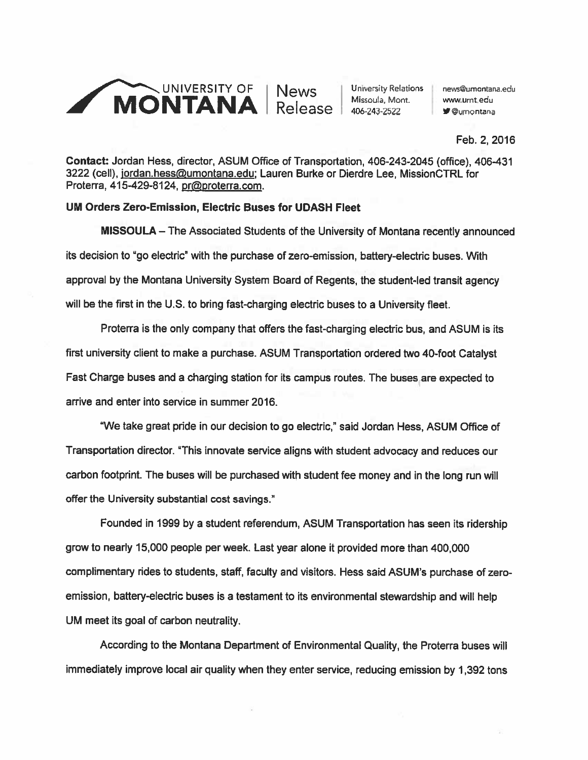**UNIVERSITY OF MONTANA | News Release** | University Relations, Missoula, Mont., 406-243-2522 | news@umontana.edu, www.umt.edu, @umontana

Feb. 2, 2016

**Contact:** Jordan Hess, director, ASUM Office of Transportation, 406-243-2045 (office), 406-431 3222 (cell), jordan.hess@umontana.edu; Lauren Burke or Dierdre Lee, MissionCTRL for Proterra, 415-429-8124, pr@proterra.com.

**UM Orders Zero-Emission, Electric Buses for UDASH Fleet**

**MISSOULA** – The Associated Students of the University of Montana recently announced its decision to "go electric" with the purchase of zero-emission, battery-electric buses. With approval by the Montana University System Board of Regents, the student-led transit agency will be the first in the U.S. to bring fast-charging electric buses to a University fleet.

Proterra is the only company that offers the fast-charging electric bus, and ASUM is its first university client to make a purchase. ASUM Transportation ordered two 40-foot Catalyst Fast Charge buses and a charging station for its campus routes. The buses are expected to arrive and enter into service in summer 2016.

"We take great pride in our decision to go electric," said Jordan Hess, ASUM Office of Transportation director. "This innovate service aligns with student advocacy and reduces our carbon footprint. The buses will be purchased with student fee money and in the long run will offer the University substantial cost savings."

Founded in 1999 by a student referendum, ASUM Transportation has seen its ridership grow to nearly 15,000 people per week. Last year alone it provided more than 400,000 complimentary rides to students, staff, faculty and visitors. Hess said ASUM's purchase of zero-emission, battery-electric buses is a testament to its environmental stewardship and will help UM meet its goal of carbon neutrality.

According to the Montana Department of Environmental Quality, the Proterra buses will immediately improve local air quality when they enter service, reducing emission by 1,392 tons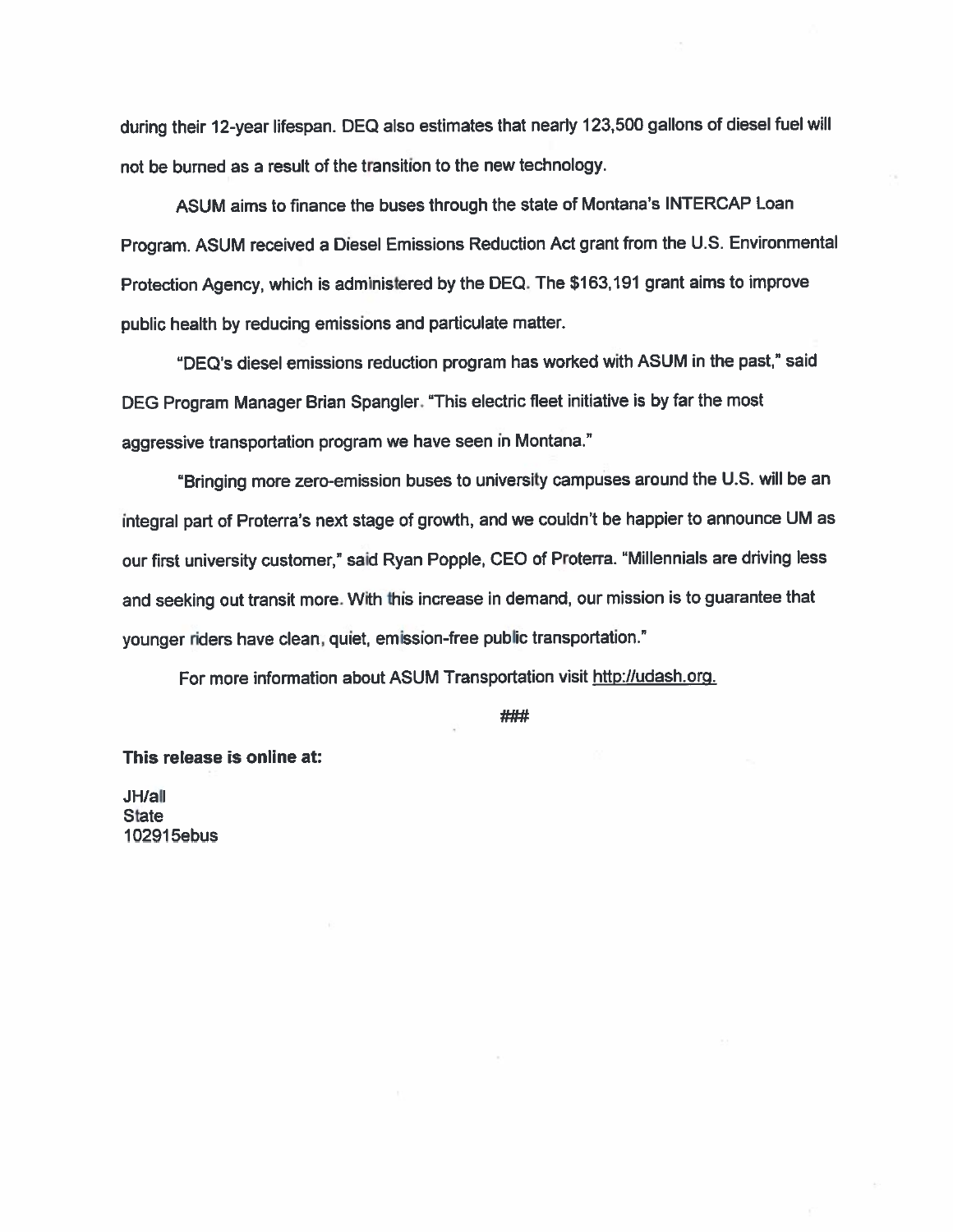during their 12-year lifespan. DEQ also estimates that nearly 123,500 gallons of diesel fuel will not be burned as a result of the transition to the new technology.

ASUM aims to finance the buses through the state of Montana's INTERCAP Loan Program. ASUM received a Diesel Emissions Reduction Act grant from the U.S. Environmental Protection Agency, which is administered by the DEQ. The $163,191 grant aims to improve public health by reducing emissions and particulate matter.

"DEQ's diesel emissions reduction program has worked with ASUM in the past," said DEG Program Manager Brian Spangler. "This electric fleet initiative is by far the most aggressive transportation program we have seen in Montana."

"Bringing more zero-emission buses to university campuses around the U.S. will be an integral part of Proterra's next stage of growth, and we couldn't be happier to announce UM as our first university customer," said Ryan Popple, CEO of Proterra. "Millennials are driving less and seeking out transit more. With this increase in demand, our mission is to guarantee that younger riders have clean, quiet, emission-free public transportation."

For more information about ASUM Transportation visit http://udash.org.

###

**This release is online at:**

JH/all
State
102915ebus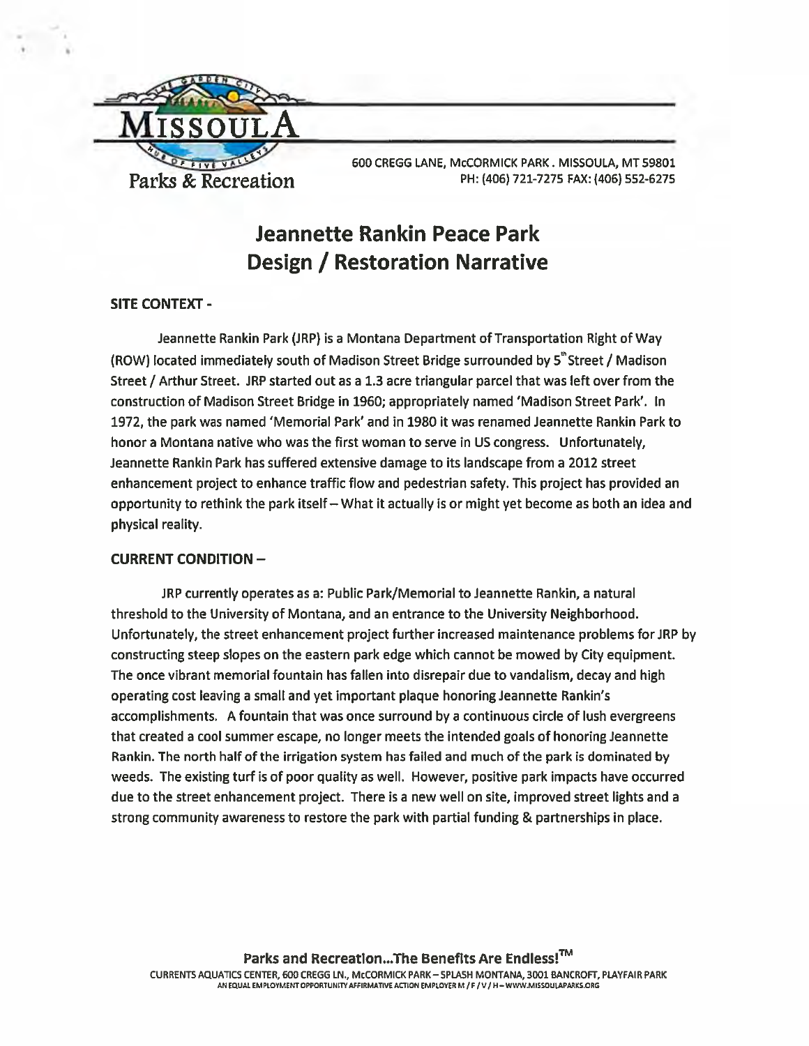MISSOULA Parks & Recreation

600 CREGG LANE, McCORMICK PARK . MISSOULA, MT 59801
PH: (406) 721-7275 FAX: (406) 552-6275

# Jeannette Rankin Peace Park
# Design / Restoration Narrative

**SITE CONTEXT -**

Jeannette Rankin Park (JRP) is a Montana Department of Transportation Right of Way (ROW) located immediately south of Madison Street Bridge surrounded by 5th Street / Madison Street / Arthur Street. JRP started out as a 1.3 acre triangular parcel that was left over from the construction of Madison Street Bridge in 1960; appropriately named 'Madison Street Park'. In 1972, the park was named 'Memorial Park' and in 1980 it was renamed Jeannette Rankin Park to honor a Montana native who was the first woman to serve in US congress. Unfortunately, Jeannette Rankin Park has suffered extensive damage to its landscape from a 2012 street enhancement project to enhance traffic flow and pedestrian safety. This project has provided an opportunity to rethink the park itself – What it actually is or might yet become as both an idea and physical reality.

**CURRENT CONDITION –**

JRP currently operates as a: Public Park/Memorial to Jeannette Rankin, a natural threshold to the University of Montana, and an entrance to the University Neighborhood. Unfortunately, the street enhancement project further increased maintenance problems for JRP by constructing steep slopes on the eastern park edge which cannot be mowed by City equipment. The once vibrant memorial fountain has fallen into disrepair due to vandalism, decay and high operating cost leaving a small and yet important plaque honoring Jeannette Rankin's accomplishments. A fountain that was once surround by a continuous circle of lush evergreens that created a cool summer escape, no longer meets the intended goals of honoring Jeannette Rankin. The north half of the irrigation system has failed and much of the park is dominated by weeds. The existing turf is of poor quality as well. However, positive park impacts have occurred due to the street enhancement project. There is a new well on site, improved street lights and a strong community awareness to restore the park with partial funding & partnerships in place.

**Parks and Recreation...The Benefits Are Endless!™**

CURRENTS AQUATICS CENTER, 600 CREGG LN., McCORMICK PARK – SPLASH MONTANA, 3001 BANCROFT, PLAYFAIR PARK
AN EQUAL EMPLOYMENT OPPORTUNITY AFFIRMATIVE ACTION EMPLOYER M / F / V / H – WWW.MISSOULAPARKS.ORG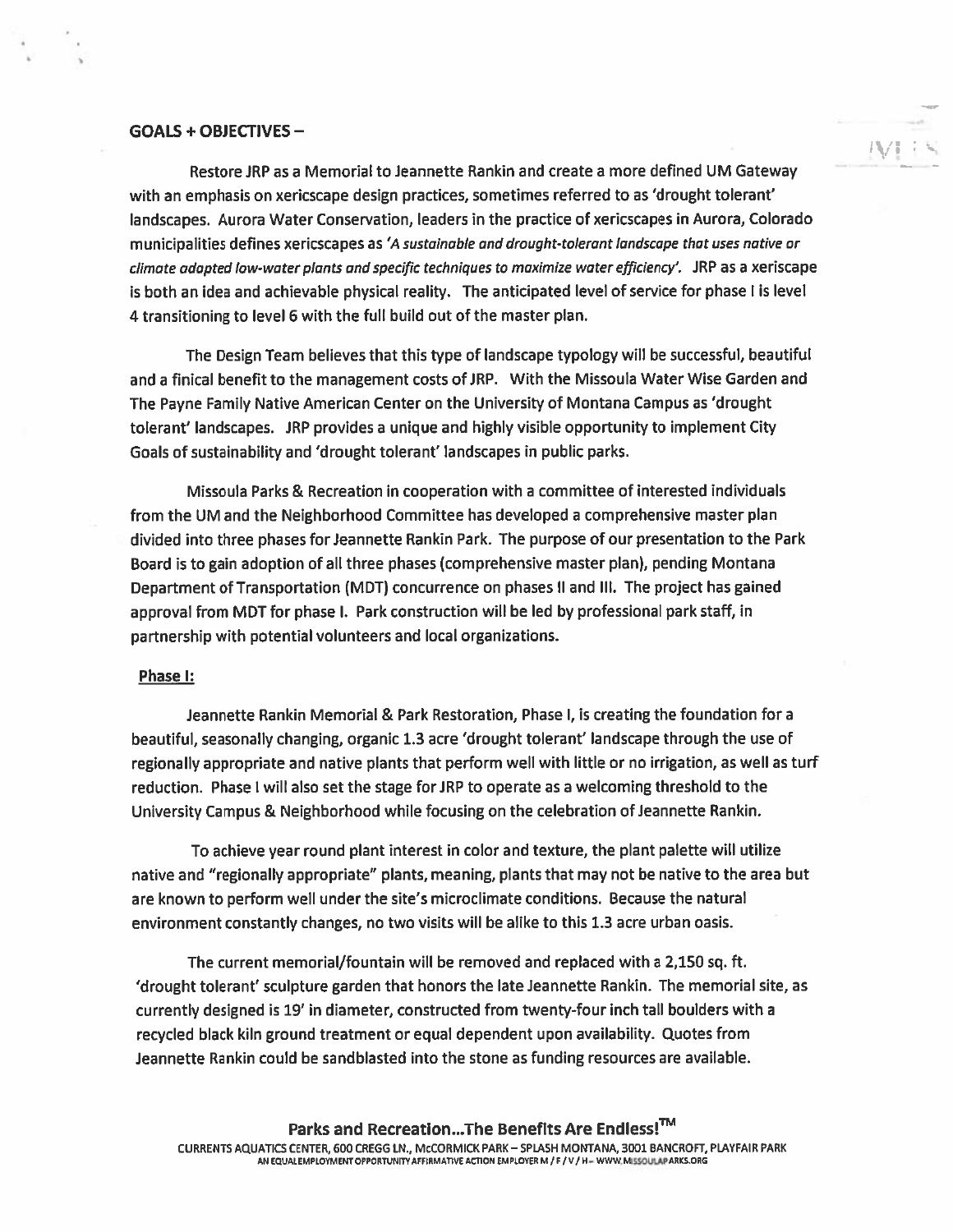**GOALS + OBJECTIVES –**

Restore JRP as a Memorial to Jeannette Rankin and create a more defined UM Gateway with an emphasis on xericscape design practices, sometimes referred to as 'drought tolerant' landscapes. Aurora Water Conservation, leaders in the practice of xericscapes in Aurora, Colorado municipalities defines xericscapes as *'A sustainable and drought-tolerant landscape that uses native or climate adapted low-water plants and specific techniques to maximize water efficiency'.* JRP as a xeriscape is both an idea and achievable physical reality. The anticipated level of service for phase I is level 4 transitioning to level 6 with the full build out of the master plan.

The Design Team believes that this type of landscape typology will be successful, beautiful and a finical benefit to the management costs of JRP. With the Missoula Water Wise Garden and The Payne Family Native American Center on the University of Montana Campus as 'drought tolerant' landscapes. JRP provides a unique and highly visible opportunity to implement City Goals of sustainability and 'drought tolerant' landscapes in public parks.

Missoula Parks & Recreation in cooperation with a committee of interested individuals from the UM and the Neighborhood Committee has developed a comprehensive master plan divided into three phases for Jeannette Rankin Park. The purpose of our presentation to the Park Board is to gain adoption of all three phases (comprehensive master plan), pending Montana Department of Transportation (MDT) concurrence on phases II and III. The project has gained approval from MDT for phase I. Park construction will be led by professional park staff, in partnership with potential volunteers and local organizations.

**Phase I:**

Jeannette Rankin Memorial & Park Restoration, Phase I, is creating the foundation for a beautiful, seasonally changing, organic 1.3 acre 'drought tolerant' landscape through the use of regionally appropriate and native plants that perform well with little or no irrigation, as well as turf reduction. Phase I will also set the stage for JRP to operate as a welcoming threshold to the University Campus & Neighborhood while focusing on the celebration of Jeannette Rankin.

To achieve year round plant interest in color and texture, the plant palette will utilize native and "regionally appropriate" plants, meaning, plants that may not be native to the area but are known to perform well under the site's microclimate conditions. Because the natural environment constantly changes, no two visits will be alike to this 1.3 acre urban oasis.

The current memorial/fountain will be removed and replaced with a 2,150 sq. ft. 'drought tolerant' sculpture garden that honors the late Jeannette Rankin. The memorial site, as currently designed is 19' in diameter, constructed from twenty-four inch tall boulders with a recycled black kiln ground treatment or equal dependent upon availability. Quotes from Jeannette Rankin could be sandblasted into the stone as funding resources are available.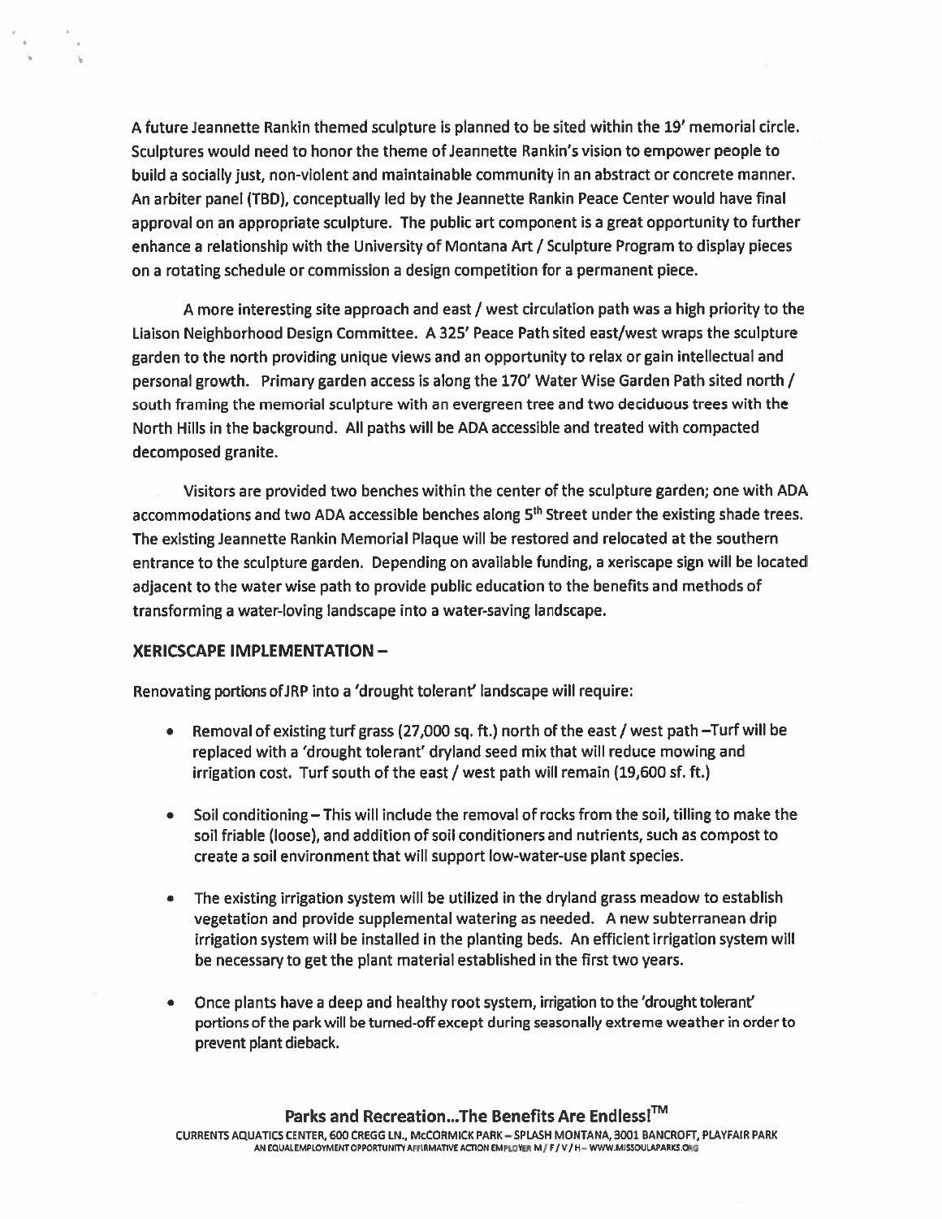A future Jeannette Rankin themed sculpture is planned to be sited within the 19' memorial circle. Sculptures would need to honor the theme of Jeannette Rankin's vision to empower people to build a socially just, non-violent and maintainable community in an abstract or concrete manner. An arbiter panel (TBD), conceptually led by the Jeannette Rankin Peace Center would have final approval on an appropriate sculpture. The public art component is a great opportunity to further enhance a relationship with the University of Montana Art / Sculpture Program to display pieces on a rotating schedule or commission a design competition for a permanent piece.

A more interesting site approach and east / west circulation path was a high priority to the Liaison Neighborhood Design Committee. A 325' Peace Path sited east/west wraps the sculpture garden to the north providing unique views and an opportunity to relax or gain intellectual and personal growth. Primary garden access is along the 170' Water Wise Garden Path sited north / south framing the memorial sculpture with an evergreen tree and two deciduous trees with the North Hills in the background. All paths will be ADA accessible and treated with compacted decomposed granite.

Visitors are provided two benches within the center of the sculpture garden; one with ADA accommodations and two ADA accessible benches along 5th Street under the existing shade trees. The existing Jeannette Rankin Memorial Plaque will be restored and relocated at the southern entrance to the sculpture garden. Depending on available funding, a xeriscape sign will be located adjacent to the water wise path to provide public education to the benefits and methods of transforming a water-loving landscape into a water-saving landscape.

### XERICSCAPE IMPLEMENTATION –

Renovating portions of JRP into a 'drought tolerant' landscape will require:

- Removal of existing turf grass (27,000 sq. ft.) north of the east / west path –Turf will be replaced with a 'drought tolerant' dryland seed mix that will reduce mowing and irrigation cost. Turf south of the east / west path will remain (19,600 sf. ft.)
- Soil conditioning – This will include the removal of rocks from the soil, tilling to make the soil friable (loose), and addition of soil conditioners and nutrients, such as compost to create a soil environment that will support low-water-use plant species.
- The existing irrigation system will be utilized in the dryland grass meadow to establish vegetation and provide supplemental watering as needed. A new subterranean drip irrigation system will be installed in the planting beds. An efficient irrigation system will be necessary to get the plant material established in the first two years.
- Once plants have a deep and healthy root system, irrigation to the 'drought tolerant' portions of the park will be turned-off except during seasonally extreme weather in order to prevent plant dieback.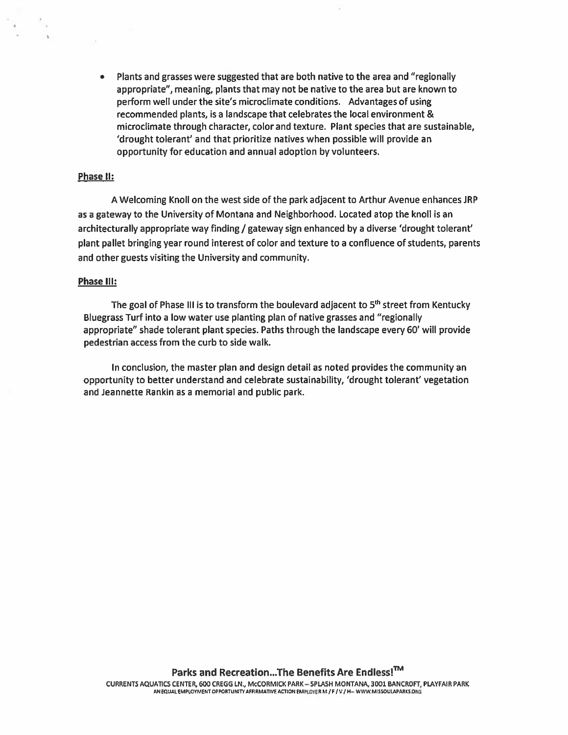- Plants and grasses were suggested that are both native to the area and "regionally appropriate", meaning, plants that may not be native to the area but are known to perform well under the site's microclimate conditions. Advantages of using recommended plants, is a landscape that celebrates the local environment & microclimate through character, color and texture. Plant species that are sustainable, 'drought tolerant' and that prioritize natives when possible will provide an opportunity for education and annual adoption by volunteers.

**Phase II:**

A Welcoming Knoll on the west side of the park adjacent to Arthur Avenue enhances JRP as a gateway to the University of Montana and Neighborhood. Located atop the knoll is an architecturally appropriate way finding / gateway sign enhanced by a diverse 'drought tolerant' plant pallet bringing year round interest of color and texture to a confluence of students, parents and other guests visiting the University and community.

**Phase III:**

The goal of Phase III is to transform the boulevard adjacent to 5th street from Kentucky Bluegrass Turf into a low water use planting plan of native grasses and "regionally appropriate" shade tolerant plant species. Paths through the landscape every 60' will provide pedestrian access from the curb to side walk.

In conclusion, the master plan and design detail as noted provides the community an opportunity to better understand and celebrate sustainability, 'drought tolerant' vegetation and Jeannette Rankin as a memorial and public park.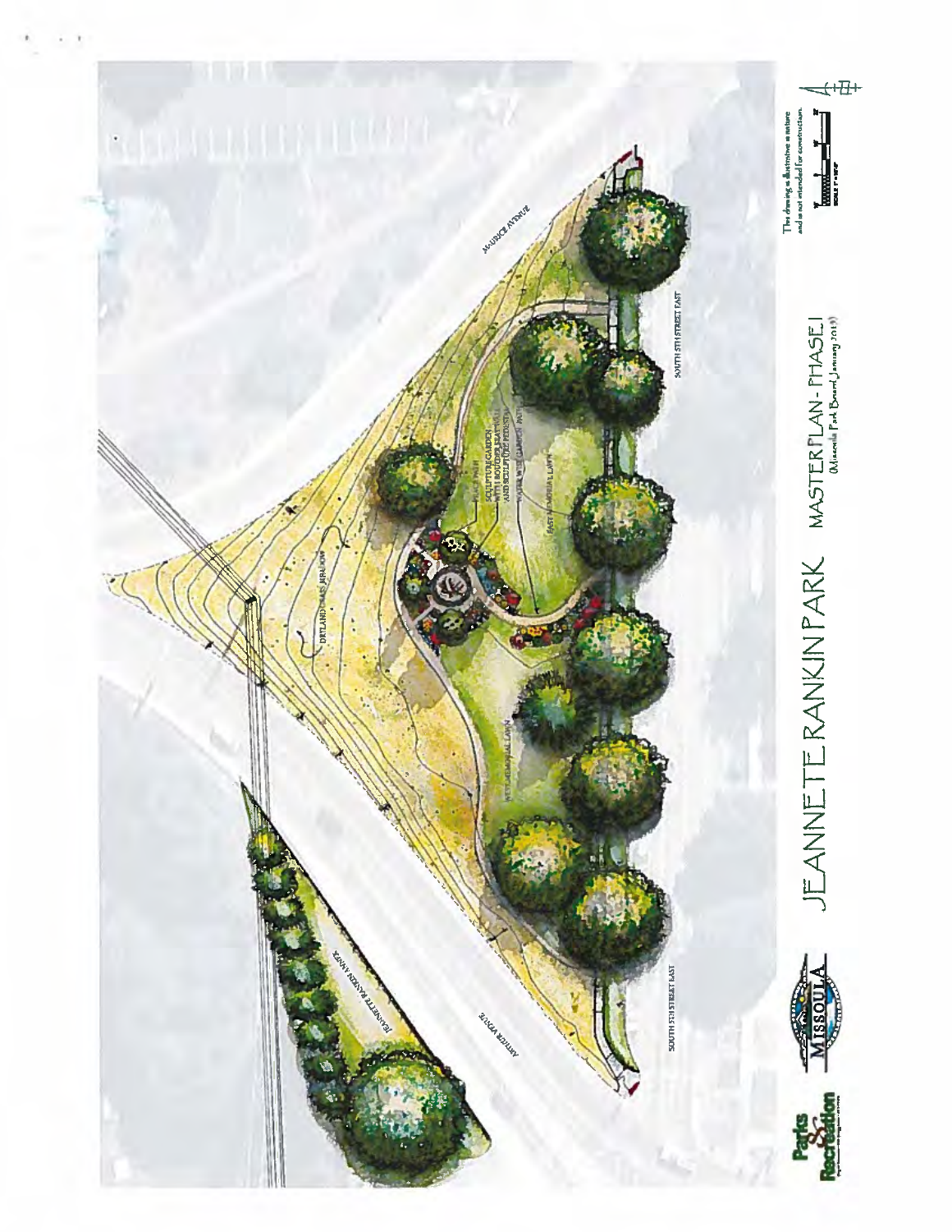JEANNETE RANKIN PARK

MASTER PLAN - PHASE I

(Missoula Park Board January 2018)

SOUTH 5TH STREET EAST

ARTHUR AVENUE

JEANETTE RANKIN ANNEX

MAURICE AVENUE

DRYLAND GRASS MEADOW

PEACE PATH

SCULPTURE GARDEN WITH BOULDER SEATWALL AND SCULPTURE PEDESTAL

WATER WISE GARDEN

EAST MEMORIAL LAWN

WEST MEMORIAL LAWN

Parks & Recreation

MISSOULA

This drawing is illustrative in nature and is not intended for construction.